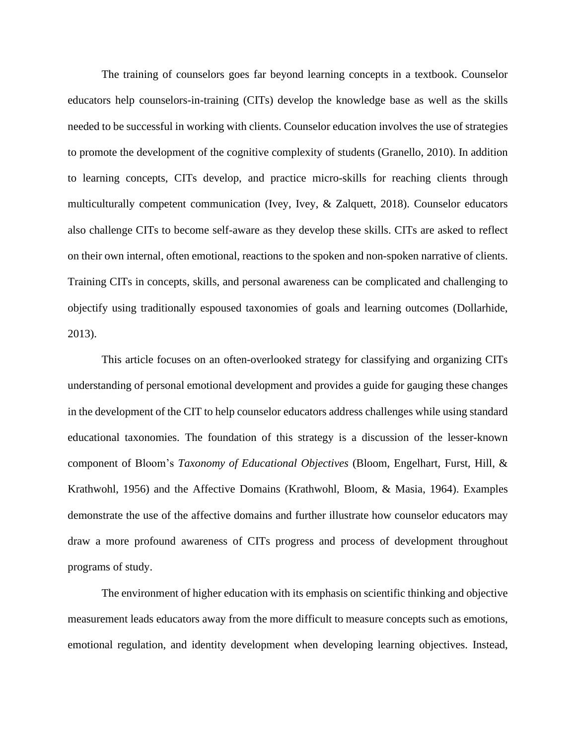The training of counselors goes far beyond learning concepts in a textbook. Counselor educators help counselors-in-training (CITs) develop the knowledge base as well as the skills needed to be successful in working with clients. Counselor education involves the use of strategies to promote the development of the cognitive complexity of students (Granello, 2010). In addition to learning concepts, CITs develop, and practice micro-skills for reaching clients through multiculturally competent communication (Ivey, Ivey, & Zalquett, 2018). Counselor educators also challenge CITs to become self-aware as they develop these skills. CITs are asked to reflect on their own internal, often emotional, reactions to the spoken and non-spoken narrative of clients. Training CITs in concepts, skills, and personal awareness can be complicated and challenging to objectify using traditionally espoused taxonomies of goals and learning outcomes (Dollarhide, 2013).

This article focuses on an often-overlooked strategy for classifying and organizing CITs understanding of personal emotional development and provides a guide for gauging these changes in the development of the CIT to help counselor educators address challenges while using standard educational taxonomies. The foundation of this strategy is a discussion of the lesser-known component of Bloom's *Taxonomy of Educational Objectives* (Bloom, Engelhart, Furst, Hill, & Krathwohl, 1956) and the Affective Domains (Krathwohl, Bloom, & Masia, 1964). Examples demonstrate the use of the affective domains and further illustrate how counselor educators may draw a more profound awareness of CITs progress and process of development throughout programs of study.

The environment of higher education with its emphasis on scientific thinking and objective measurement leads educators away from the more difficult to measure concepts such as emotions, emotional regulation, and identity development when developing learning objectives. Instead,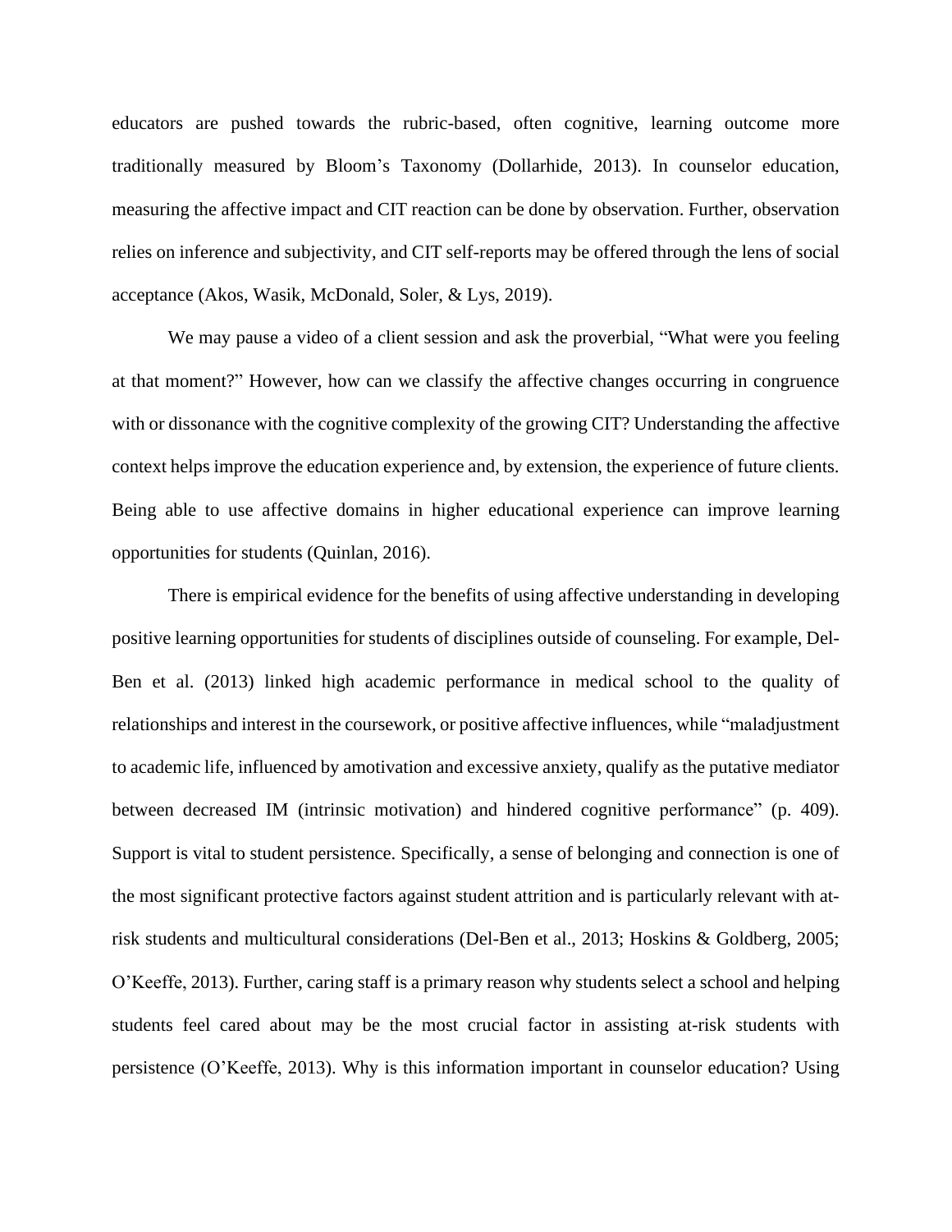educators are pushed towards the rubric-based, often cognitive, learning outcome more traditionally measured by Bloom's Taxonomy (Dollarhide, 2013). In counselor education, measuring the affective impact and CIT reaction can be done by observation. Further, observation relies on inference and subjectivity, and CIT self-reports may be offered through the lens of social acceptance (Akos, Wasik, McDonald, Soler, & Lys, 2019).

We may pause a video of a client session and ask the proverbial, "What were you feeling at that moment?" However, how can we classify the affective changes occurring in congruence with or dissonance with the cognitive complexity of the growing CIT? Understanding the affective context helps improve the education experience and, by extension, the experience of future clients. Being able to use affective domains in higher educational experience can improve learning opportunities for students (Quinlan, 2016).

There is empirical evidence for the benefits of using affective understanding in developing positive learning opportunities for students of disciplines outside of counseling. For example, Del-Ben et al. (2013) linked high academic performance in medical school to the quality of relationships and interest in the coursework, or positive affective influences, while "maladjustment to academic life, influenced by amotivation and excessive anxiety, qualify as the putative mediator between decreased IM (intrinsic motivation) and hindered cognitive performance" (p. 409). Support is vital to student persistence. Specifically, a sense of belonging and connection is one of the most significant protective factors against student attrition and is particularly relevant with at-risk students and multicultural considerations (Del-Ben et al., 2013; Hoskins & Goldberg, 2005; O'Keeffe, 2013). Further, caring staff is a primary reason why students select a school and helping students feel cared about may be the most crucial factor in assisting at-risk students with persistence (O'Keeffe, 2013). Why is this information important in counselor education? Using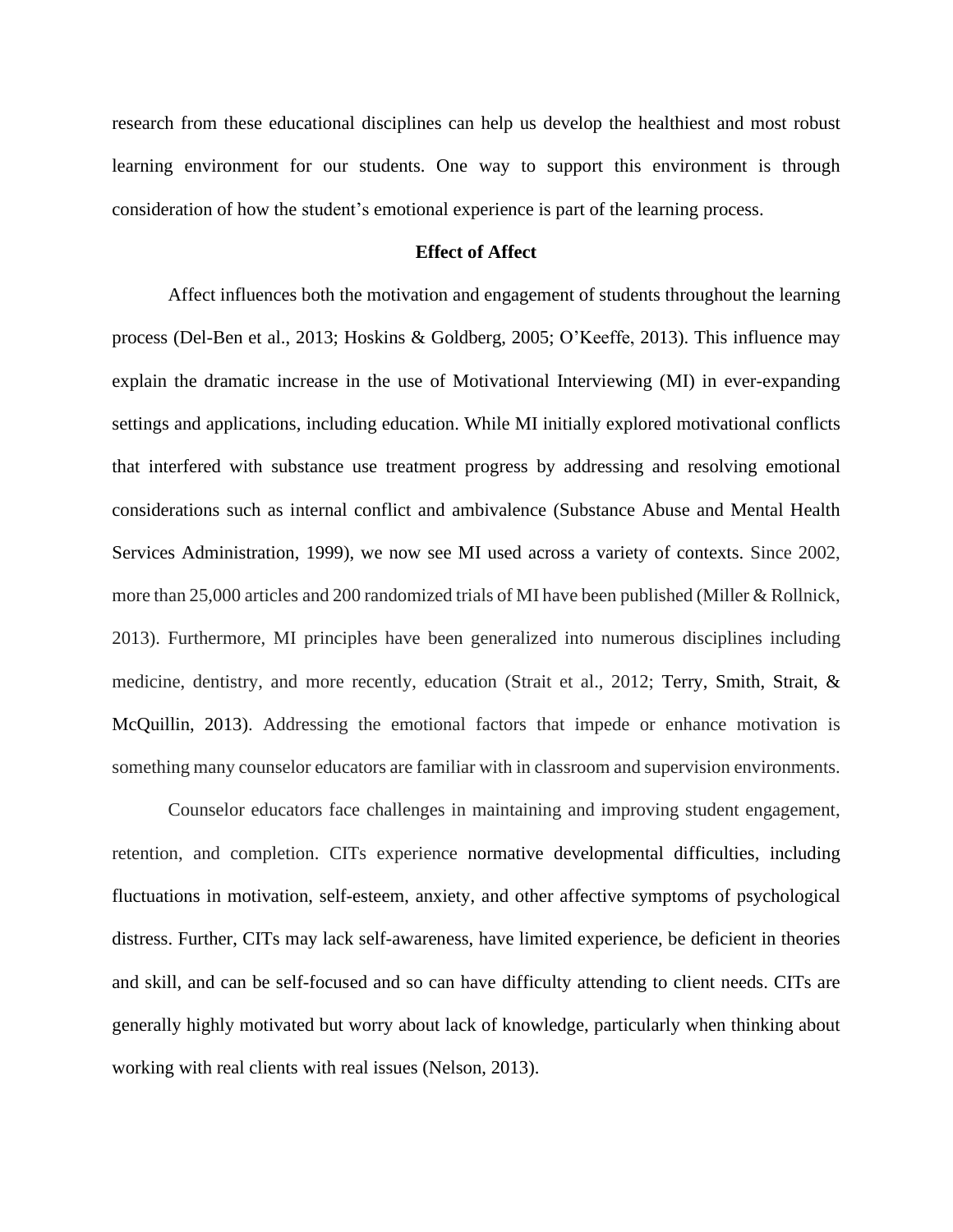research from these educational disciplines can help us develop the healthiest and most robust learning environment for our students. One way to support this environment is through consideration of how the student's emotional experience is part of the learning process.

## Effect of Affect

Affect influences both the motivation and engagement of students throughout the learning process (Del-Ben et al., 2013; Hoskins & Goldberg, 2005; O'Keeffe, 2013). This influence may explain the dramatic increase in the use of Motivational Interviewing (MI) in ever-expanding settings and applications, including education. While MI initially explored motivational conflicts that interfered with substance use treatment progress by addressing and resolving emotional considerations such as internal conflict and ambivalence (Substance Abuse and Mental Health Services Administration, 1999), we now see MI used across a variety of contexts. Since 2002, more than 25,000 articles and 200 randomized trials of MI have been published (Miller & Rollnick, 2013). Furthermore, MI principles have been generalized into numerous disciplines including medicine, dentistry, and more recently, education (Strait et al., 2012; Terry, Smith, Strait, & McQuillin, 2013). Addressing the emotional factors that impede or enhance motivation is something many counselor educators are familiar with in classroom and supervision environments.

Counselor educators face challenges in maintaining and improving student engagement, retention, and completion. CITs experience normative developmental difficulties, including fluctuations in motivation, self-esteem, anxiety, and other affective symptoms of psychological distress. Further, CITs may lack self-awareness, have limited experience, be deficient in theories and skill, and can be self-focused and so can have difficulty attending to client needs. CITs are generally highly motivated but worry about lack of knowledge, particularly when thinking about working with real clients with real issues (Nelson, 2013).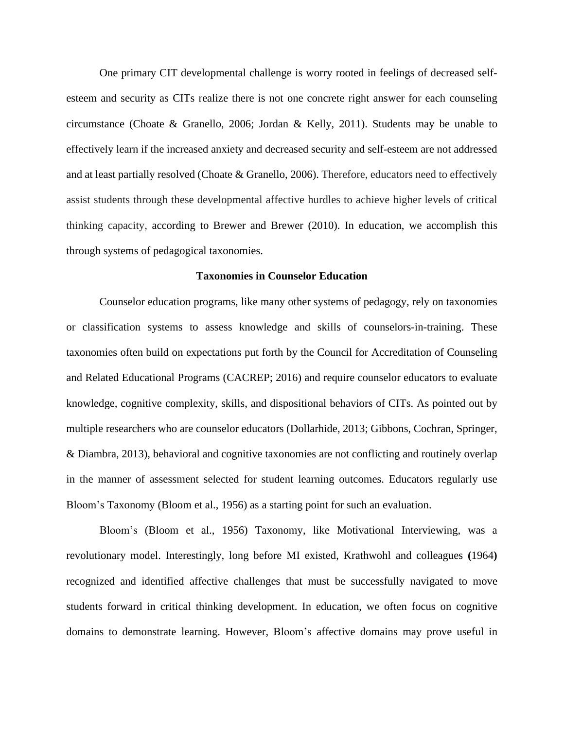One primary CIT developmental challenge is worry rooted in feelings of decreased self-esteem and security as CITs realize there is not one concrete right answer for each counseling circumstance (Choate & Granello, 2006; Jordan & Kelly, 2011). Students may be unable to effectively learn if the increased anxiety and decreased security and self-esteem are not addressed and at least partially resolved (Choate & Granello, 2006). Therefore, educators need to effectively assist students through these developmental affective hurdles to achieve higher levels of critical thinking capacity, according to Brewer and Brewer (2010). In education, we accomplish this through systems of pedagogical taxonomies.

## Taxonomies in Counselor Education

Counselor education programs, like many other systems of pedagogy, rely on taxonomies or classification systems to assess knowledge and skills of counselors-in-training. These taxonomies often build on expectations put forth by the Council for Accreditation of Counseling and Related Educational Programs (CACREP; 2016) and require counselor educators to evaluate knowledge, cognitive complexity, skills, and dispositional behaviors of CITs. As pointed out by multiple researchers who are counselor educators (Dollarhide, 2013; Gibbons, Cochran, Springer, & Diambra, 2013), behavioral and cognitive taxonomies are not conflicting and routinely overlap in the manner of assessment selected for student learning outcomes. Educators regularly use Bloom's Taxonomy (Bloom et al., 1956) as a starting point for such an evaluation.

Bloom's (Bloom et al., 1956) Taxonomy, like Motivational Interviewing, was a revolutionary model. Interestingly, long before MI existed, Krathwohl and colleagues **(**1964**)** recognized and identified affective challenges that must be successfully navigated to move students forward in critical thinking development. In education, we often focus on cognitive domains to demonstrate learning. However, Bloom's affective domains may prove useful in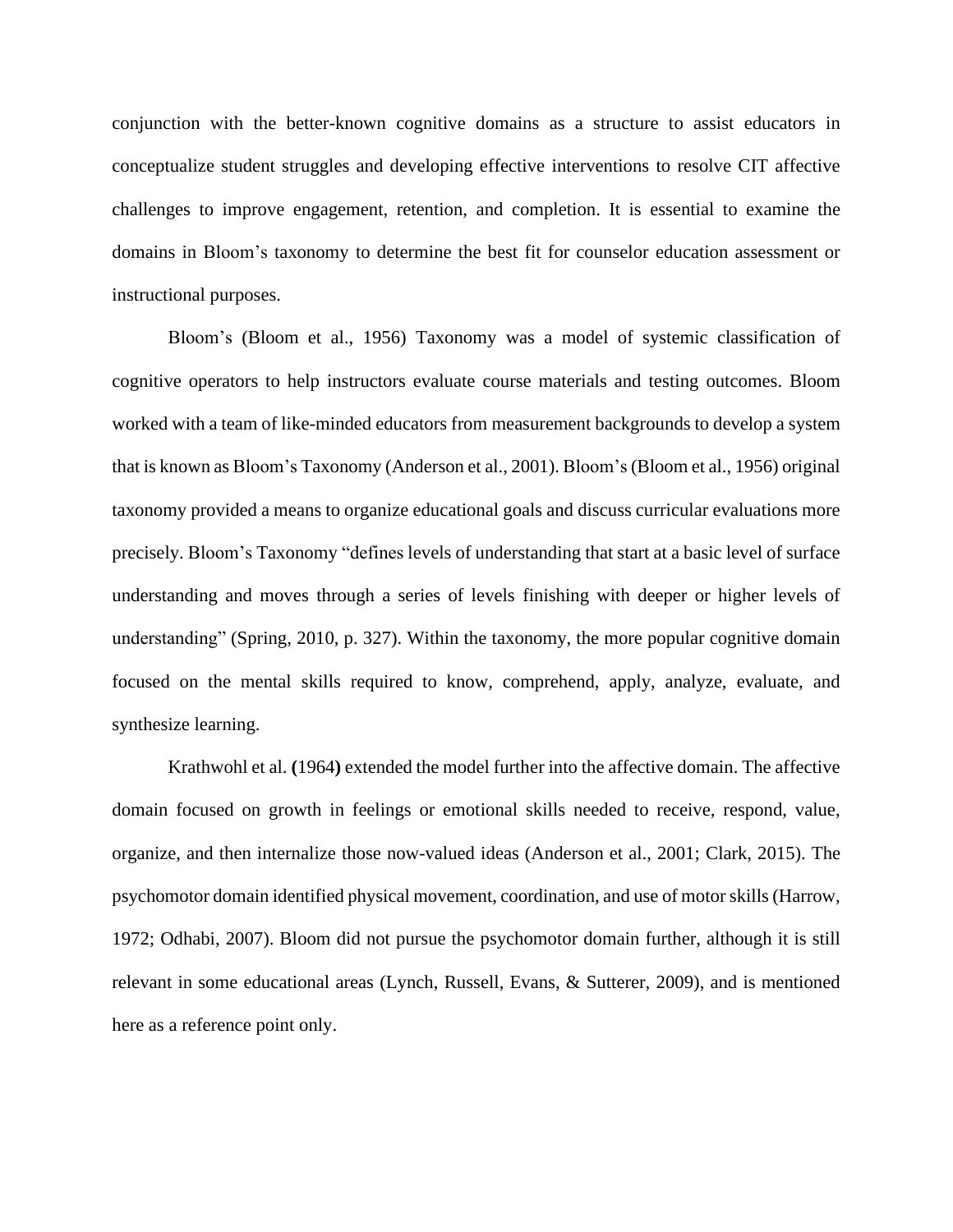conjunction with the better-known cognitive domains as a structure to assist educators in conceptualize student struggles and developing effective interventions to resolve CIT affective challenges to improve engagement, retention, and completion. It is essential to examine the domains in Bloom's taxonomy to determine the best fit for counselor education assessment or instructional purposes.

Bloom's (Bloom et al., 1956) Taxonomy was a model of systemic classification of cognitive operators to help instructors evaluate course materials and testing outcomes. Bloom worked with a team of like-minded educators from measurement backgrounds to develop a system that is known as Bloom's Taxonomy (Anderson et al., 2001). Bloom's (Bloom et al., 1956) original taxonomy provided a means to organize educational goals and discuss curricular evaluations more precisely. Bloom's Taxonomy "defines levels of understanding that start at a basic level of surface understanding and moves through a series of levels finishing with deeper or higher levels of understanding" (Spring, 2010, p. 327). Within the taxonomy, the more popular cognitive domain focused on the mental skills required to know, comprehend, apply, analyze, evaluate, and synthesize learning.

Krathwohl et al. **(**1964**)** extended the model further into the affective domain. The affective domain focused on growth in feelings or emotional skills needed to receive, respond, value, organize, and then internalize those now-valued ideas (Anderson et al., 2001; Clark, 2015). The psychomotor domain identified physical movement, coordination, and use of motor skills (Harrow, 1972; Odhabi, 2007). Bloom did not pursue the psychomotor domain further, although it is still relevant in some educational areas (Lynch, Russell, Evans, & Sutterer, 2009), and is mentioned here as a reference point only.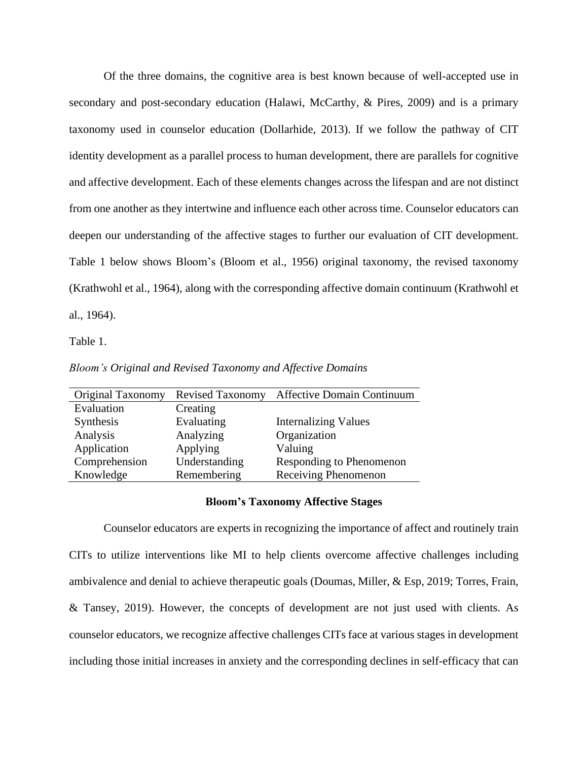Of the three domains, the cognitive area is best known because of well-accepted use in secondary and post-secondary education (Halawi, McCarthy, & Pires, 2009) and is a primary taxonomy used in counselor education (Dollarhide, 2013). If we follow the pathway of CIT identity development as a parallel process to human development, there are parallels for cognitive and affective development. Each of these elements changes across the lifespan and are not distinct from one another as they intertwine and influence each other across time. Counselor educators can deepen our understanding of the affective stages to further our evaluation of CIT development. Table 1 below shows Bloom's (Bloom et al., 1956) original taxonomy, the revised taxonomy (Krathwohl et al., 1964), along with the corresponding affective domain continuum (Krathwohl et al., 1964).

Table 1.

*Bloom's Original and Revised Taxonomy and Affective Domains*

| Original Taxonomy | Revised Taxonomy | Affective Domain Continuum |
|---|---|---|
| Evaluation | Creating | |
| Synthesis | Evaluating | Internalizing Values |
| Analysis | Analyzing | Organization |
| Application | Applying | Valuing |
| Comprehension | Understanding | Responding to Phenomenon |
| Knowledge | Remembering | Receiving Phenomenon |

## Bloom's Taxonomy Affective Stages

Counselor educators are experts in recognizing the importance of affect and routinely train CITs to utilize interventions like MI to help clients overcome affective challenges including ambivalence and denial to achieve therapeutic goals (Doumas, Miller, & Esp, 2019; Torres, Frain, & Tansey, 2019). However, the concepts of development are not just used with clients. As counselor educators, we recognize affective challenges CITs face at various stages in development including those initial increases in anxiety and the corresponding declines in self-efficacy that can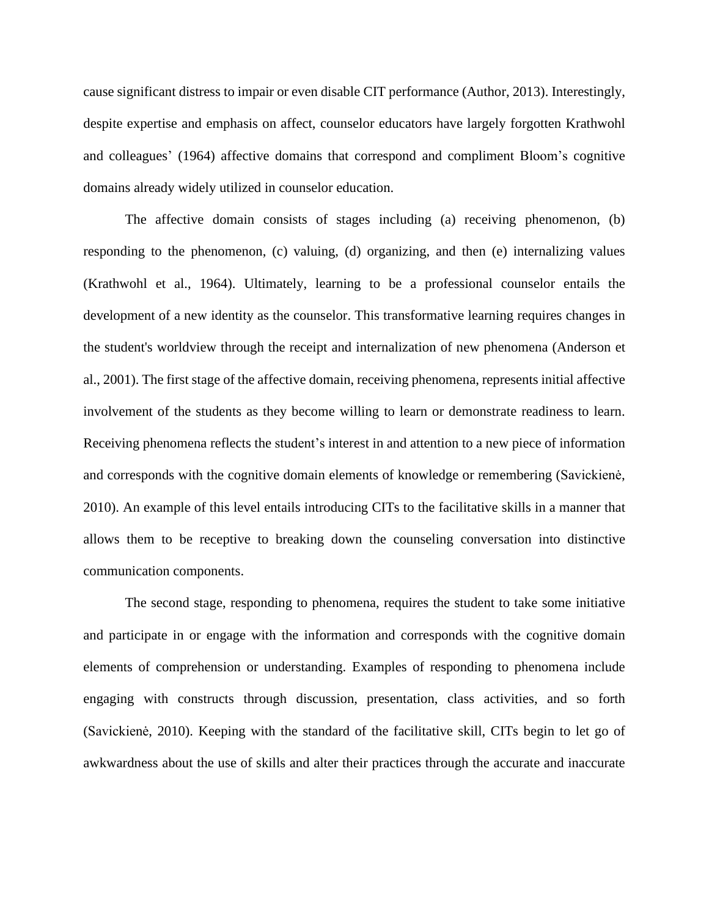cause significant distress to impair or even disable CIT performance (Author, 2013). Interestingly, despite expertise and emphasis on affect, counselor educators have largely forgotten Krathwohl and colleagues' (1964) affective domains that correspond and compliment Bloom's cognitive domains already widely utilized in counselor education.

The affective domain consists of stages including (a) receiving phenomenon, (b) responding to the phenomenon, (c) valuing, (d) organizing, and then (e) internalizing values (Krathwohl et al., 1964). Ultimately, learning to be a professional counselor entails the development of a new identity as the counselor. This transformative learning requires changes in the student's worldview through the receipt and internalization of new phenomena (Anderson et al., 2001). The first stage of the affective domain, receiving phenomena, represents initial affective involvement of the students as they become willing to learn or demonstrate readiness to learn. Receiving phenomena reflects the student's interest in and attention to a new piece of information and corresponds with the cognitive domain elements of knowledge or remembering (Savickienė, 2010). An example of this level entails introducing CITs to the facilitative skills in a manner that allows them to be receptive to breaking down the counseling conversation into distinctive communication components.

The second stage, responding to phenomena, requires the student to take some initiative and participate in or engage with the information and corresponds with the cognitive domain elements of comprehension or understanding. Examples of responding to phenomena include engaging with constructs through discussion, presentation, class activities, and so forth (Savickienė, 2010). Keeping with the standard of the facilitative skill, CITs begin to let go of awkwardness about the use of skills and alter their practices through the accurate and inaccurate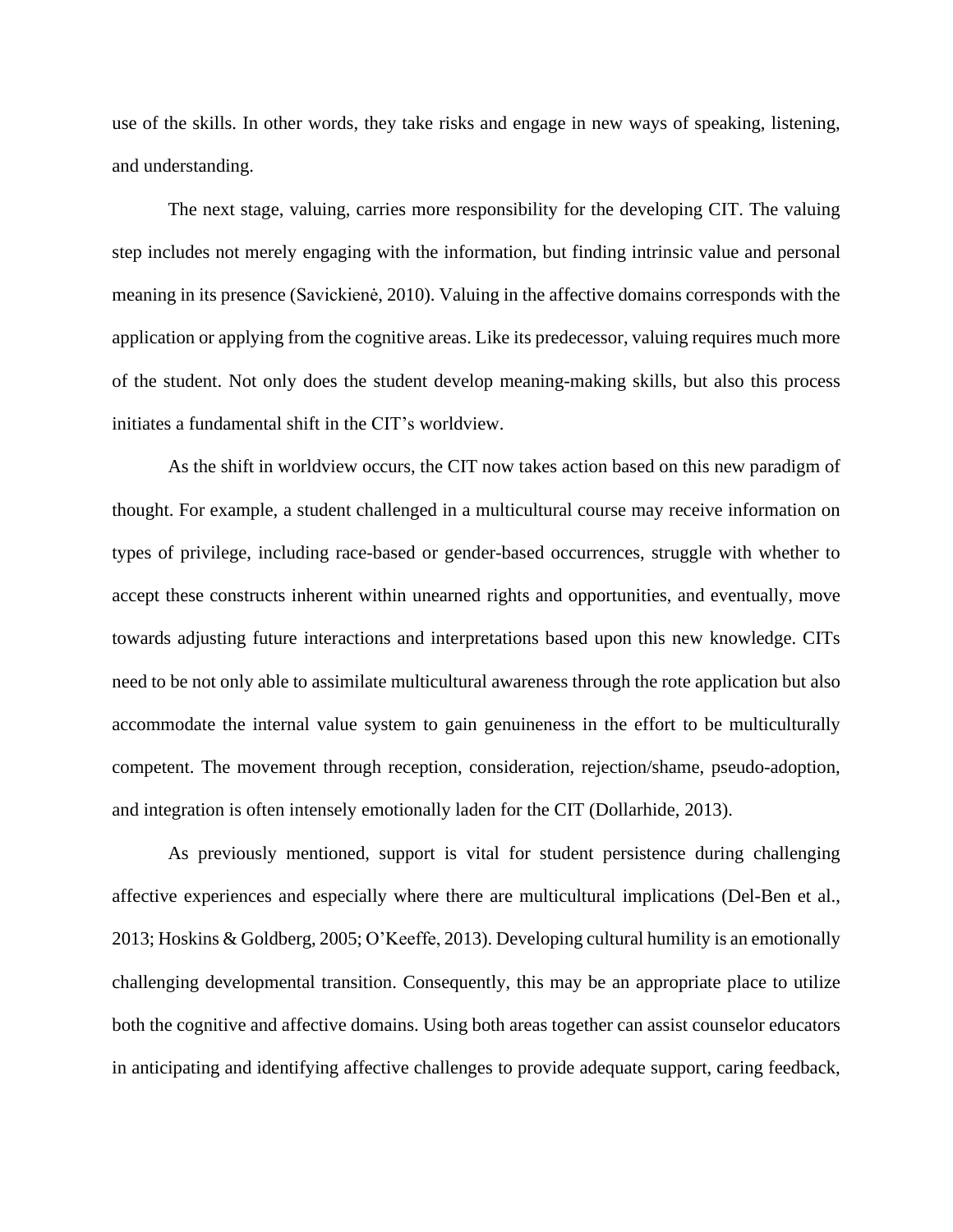use of the skills. In other words, they take risks and engage in new ways of speaking, listening, and understanding.

The next stage, valuing, carries more responsibility for the developing CIT. The valuing step includes not merely engaging with the information, but finding intrinsic value and personal meaning in its presence (Savickienė, 2010). Valuing in the affective domains corresponds with the application or applying from the cognitive areas. Like its predecessor, valuing requires much more of the student. Not only does the student develop meaning-making skills, but also this process initiates a fundamental shift in the CIT's worldview.

As the shift in worldview occurs, the CIT now takes action based on this new paradigm of thought. For example, a student challenged in a multicultural course may receive information on types of privilege, including race-based or gender-based occurrences, struggle with whether to accept these constructs inherent within unearned rights and opportunities, and eventually, move towards adjusting future interactions and interpretations based upon this new knowledge. CITs need to be not only able to assimilate multicultural awareness through the rote application but also accommodate the internal value system to gain genuineness in the effort to be multiculturally competent. The movement through reception, consideration, rejection/shame, pseudo-adoption, and integration is often intensely emotionally laden for the CIT (Dollarhide, 2013).

As previously mentioned, support is vital for student persistence during challenging affective experiences and especially where there are multicultural implications (Del-Ben et al., 2013; Hoskins & Goldberg, 2005; O'Keeffe, 2013). Developing cultural humility is an emotionally challenging developmental transition. Consequently, this may be an appropriate place to utilize both the cognitive and affective domains. Using both areas together can assist counselor educators in anticipating and identifying affective challenges to provide adequate support, caring feedback,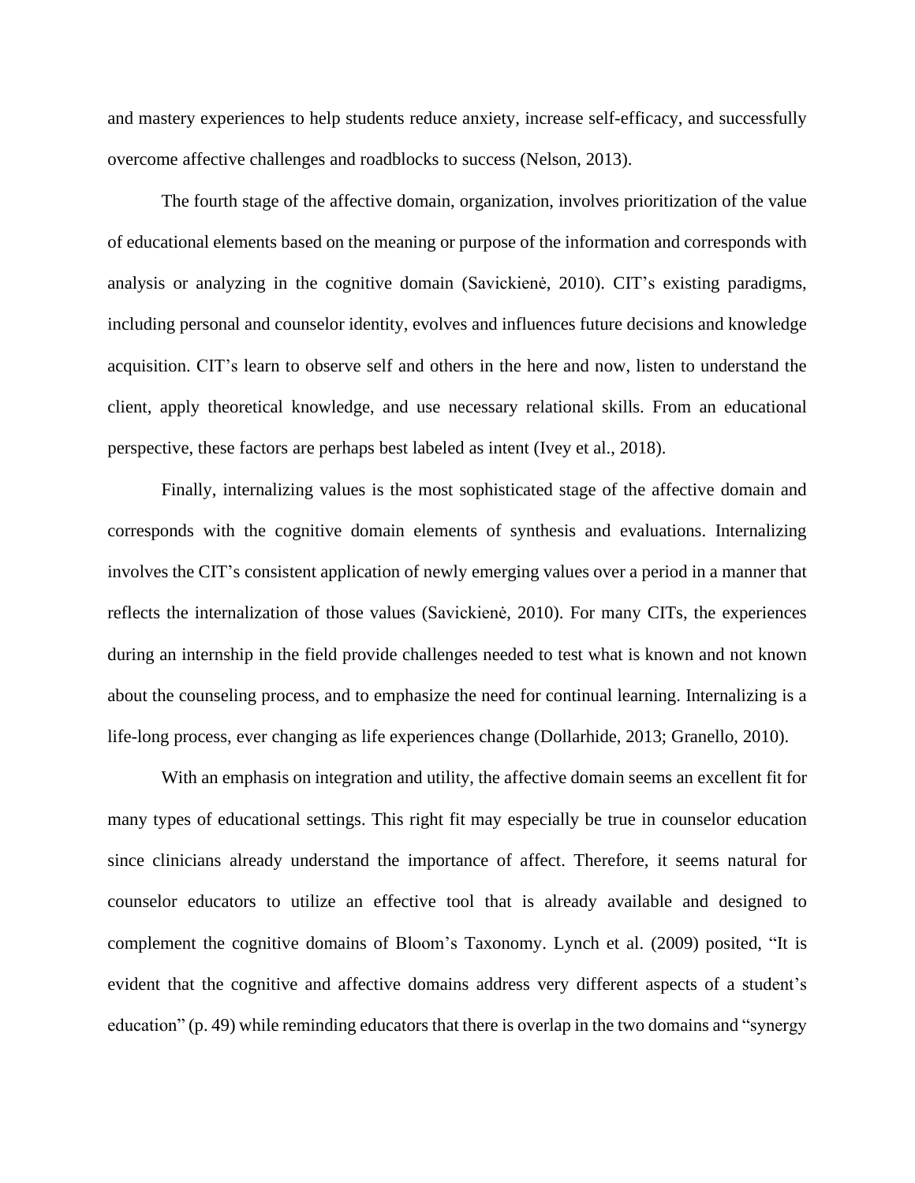and mastery experiences to help students reduce anxiety, increase self-efficacy, and successfully overcome affective challenges and roadblocks to success (Nelson, 2013).

The fourth stage of the affective domain, organization, involves prioritization of the value of educational elements based on the meaning or purpose of the information and corresponds with analysis or analyzing in the cognitive domain (Savickienė, 2010). CIT's existing paradigms, including personal and counselor identity, evolves and influences future decisions and knowledge acquisition. CIT's learn to observe self and others in the here and now, listen to understand the client, apply theoretical knowledge, and use necessary relational skills. From an educational perspective, these factors are perhaps best labeled as intent (Ivey et al., 2018).

Finally, internalizing values is the most sophisticated stage of the affective domain and corresponds with the cognitive domain elements of synthesis and evaluations. Internalizing involves the CIT's consistent application of newly emerging values over a period in a manner that reflects the internalization of those values (Savickienė, 2010). For many CITs, the experiences during an internship in the field provide challenges needed to test what is known and not known about the counseling process, and to emphasize the need for continual learning. Internalizing is a life-long process, ever changing as life experiences change (Dollarhide, 2013; Granello, 2010).

With an emphasis on integration and utility, the affective domain seems an excellent fit for many types of educational settings. This right fit may especially be true in counselor education since clinicians already understand the importance of affect. Therefore, it seems natural for counselor educators to utilize an effective tool that is already available and designed to complement the cognitive domains of Bloom's Taxonomy. Lynch et al. (2009) posited, "It is evident that the cognitive and affective domains address very different aspects of a student's education" (p. 49) while reminding educators that there is overlap in the two domains and "synergy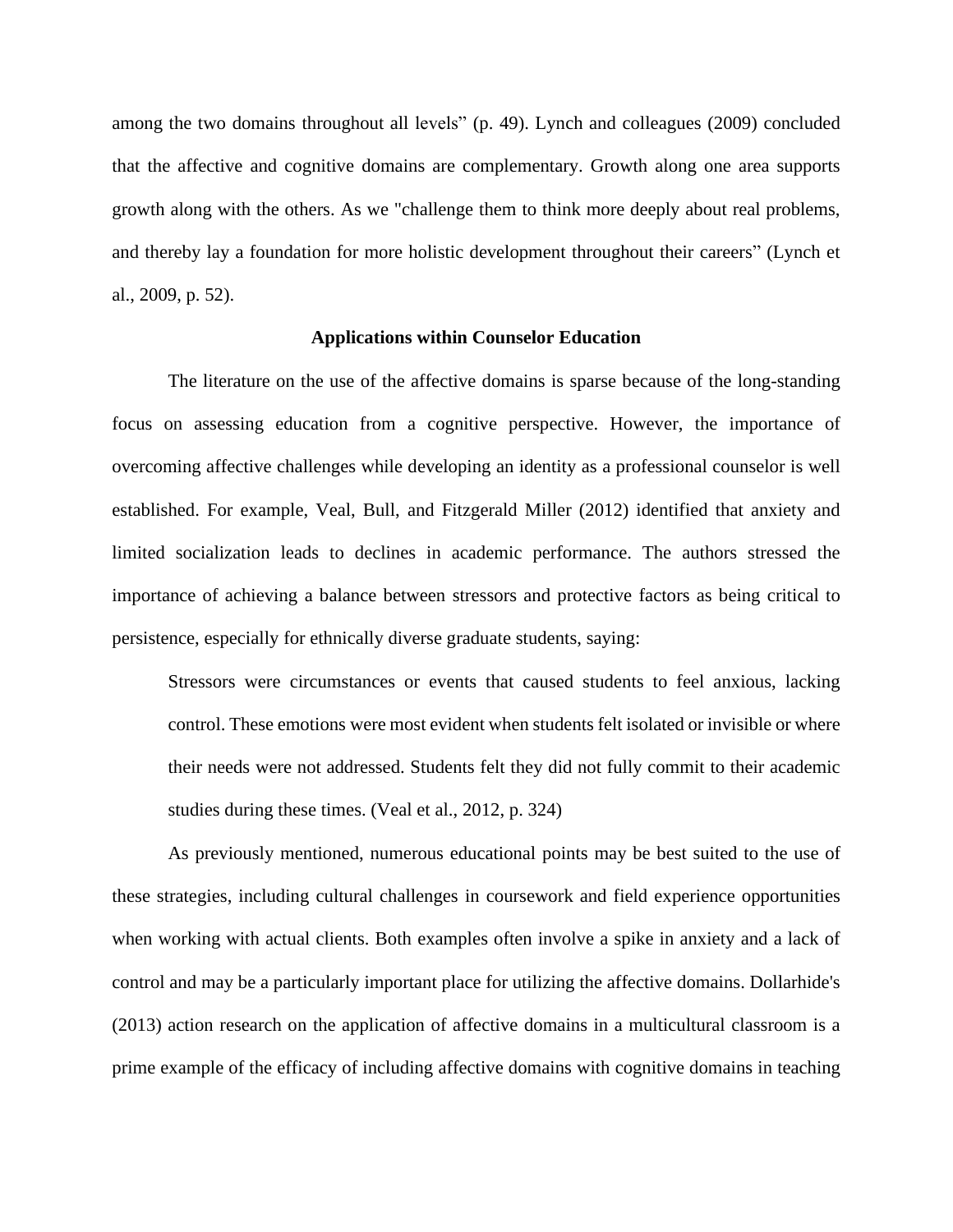among the two domains throughout all levels" (p. 49). Lynch and colleagues (2009) concluded that the affective and cognitive domains are complementary. Growth along one area supports growth along with the others. As we "challenge them to think more deeply about real problems, and thereby lay a foundation for more holistic development throughout their careers" (Lynch et al., 2009, p. 52).

## Applications within Counselor Education

The literature on the use of the affective domains is sparse because of the long-standing focus on assessing education from a cognitive perspective. However, the importance of overcoming affective challenges while developing an identity as a professional counselor is well established. For example, Veal, Bull, and Fitzgerald Miller (2012) identified that anxiety and limited socialization leads to declines in academic performance. The authors stressed the importance of achieving a balance between stressors and protective factors as being critical to persistence, especially for ethnically diverse graduate students, saying:

> Stressors were circumstances or events that caused students to feel anxious, lacking control. These emotions were most evident when students felt isolated or invisible or where their needs were not addressed. Students felt they did not fully commit to their academic studies during these times. (Veal et al., 2012, p. 324)

As previously mentioned, numerous educational points may be best suited to the use of these strategies, including cultural challenges in coursework and field experience opportunities when working with actual clients. Both examples often involve a spike in anxiety and a lack of control and may be a particularly important place for utilizing the affective domains. Dollarhide's (2013) action research on the application of affective domains in a multicultural classroom is a prime example of the efficacy of including affective domains with cognitive domains in teaching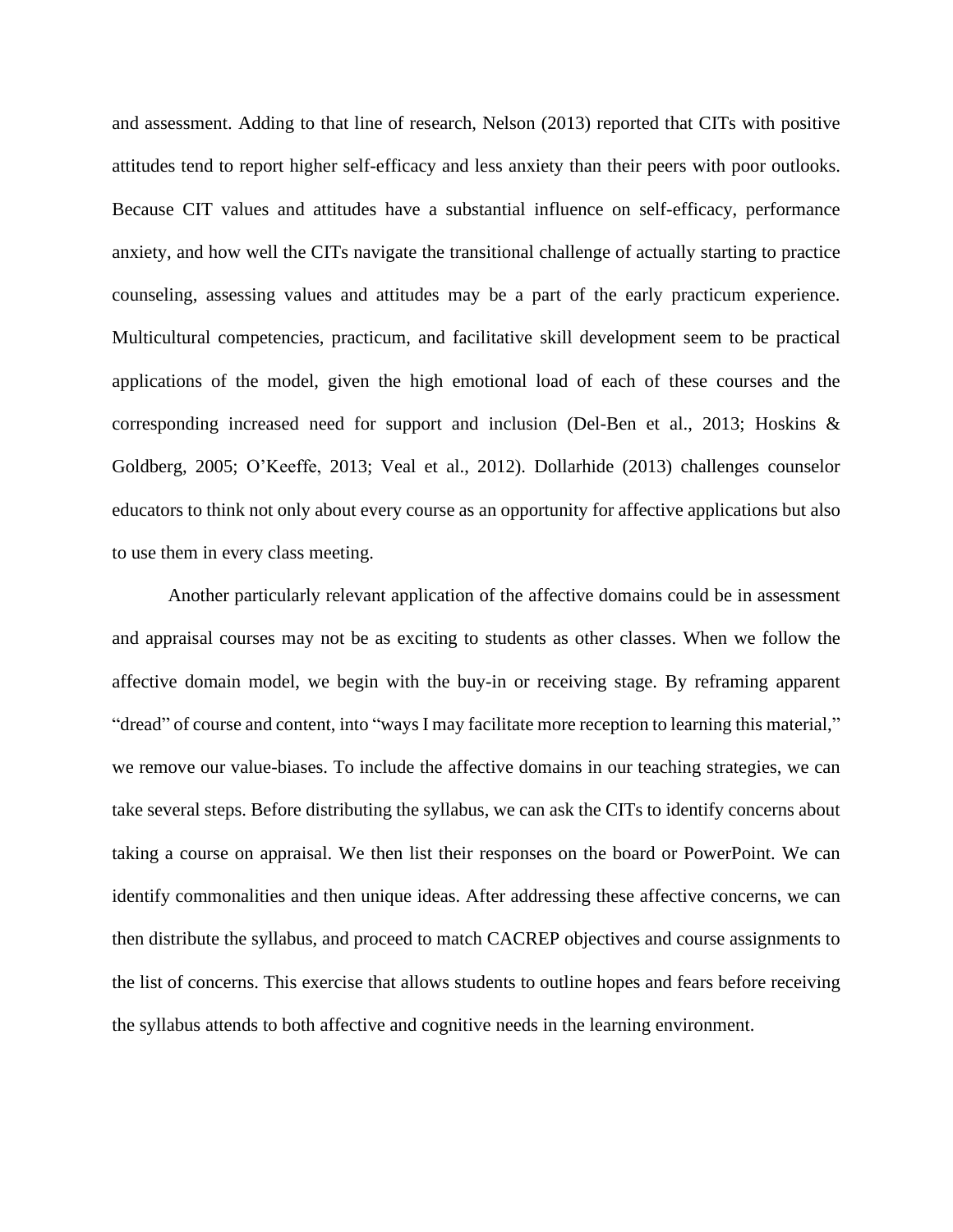and assessment. Adding to that line of research, Nelson (2013) reported that CITs with positive attitudes tend to report higher self-efficacy and less anxiety than their peers with poor outlooks. Because CIT values and attitudes have a substantial influence on self-efficacy, performance anxiety, and how well the CITs navigate the transitional challenge of actually starting to practice counseling, assessing values and attitudes may be a part of the early practicum experience. Multicultural competencies, practicum, and facilitative skill development seem to be practical applications of the model, given the high emotional load of each of these courses and the corresponding increased need for support and inclusion (Del-Ben et al., 2013; Hoskins & Goldberg, 2005; O'Keeffe, 2013; Veal et al., 2012). Dollarhide (2013) challenges counselor educators to think not only about every course as an opportunity for affective applications but also to use them in every class meeting.

Another particularly relevant application of the affective domains could be in assessment and appraisal courses may not be as exciting to students as other classes. When we follow the affective domain model, we begin with the buy-in or receiving stage. By reframing apparent "dread" of course and content, into "ways I may facilitate more reception to learning this material," we remove our value-biases. To include the affective domains in our teaching strategies, we can take several steps. Before distributing the syllabus, we can ask the CITs to identify concerns about taking a course on appraisal. We then list their responses on the board or PowerPoint. We can identify commonalities and then unique ideas. After addressing these affective concerns, we can then distribute the syllabus, and proceed to match CACREP objectives and course assignments to the list of concerns. This exercise that allows students to outline hopes and fears before receiving the syllabus attends to both affective and cognitive needs in the learning environment.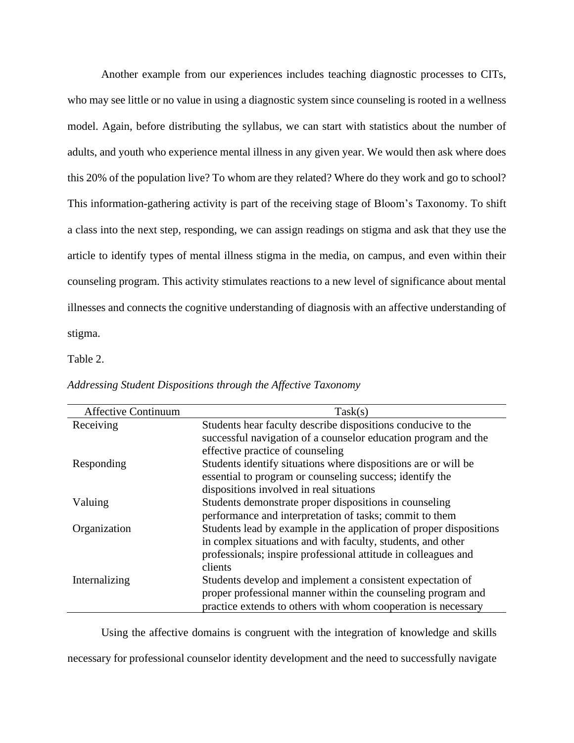Another example from our experiences includes teaching diagnostic processes to CITs, who may see little or no value in using a diagnostic system since counseling is rooted in a wellness model. Again, before distributing the syllabus, we can start with statistics about the number of adults, and youth who experience mental illness in any given year. We would then ask where does this 20% of the population live? To whom are they related? Where do they work and go to school? This information-gathering activity is part of the receiving stage of Bloom's Taxonomy. To shift a class into the next step, responding, we can assign readings on stigma and ask that they use the article to identify types of mental illness stigma in the media, on campus, and even within their counseling program. This activity stimulates reactions to a new level of significance about mental illnesses and connects the cognitive understanding of diagnosis with an affective understanding of stigma.

Table 2.

*Addressing Student Dispositions through the Affective Taxonomy*

| Affective Continuum | Task(s) |
|---|---|
| Receiving | Students hear faculty describe dispositions conducive to the successful navigation of a counselor education program and the effective practice of counseling |
| Responding | Students identify situations where dispositions are or will be essential to program or counseling success; identify the dispositions involved in real situations |
| Valuing | Students demonstrate proper dispositions in counseling performance and interpretation of tasks; commit to them |
| Organization | Students lead by example in the application of proper dispositions in complex situations and with faculty, students, and other professionals; inspire professional attitude in colleagues and clients |
| Internalizing | Students develop and implement a consistent expectation of proper professional manner within the counseling program and practice extends to others with whom cooperation is necessary |

Using the affective domains is congruent with the integration of knowledge and skills necessary for professional counselor identity development and the need to successfully navigate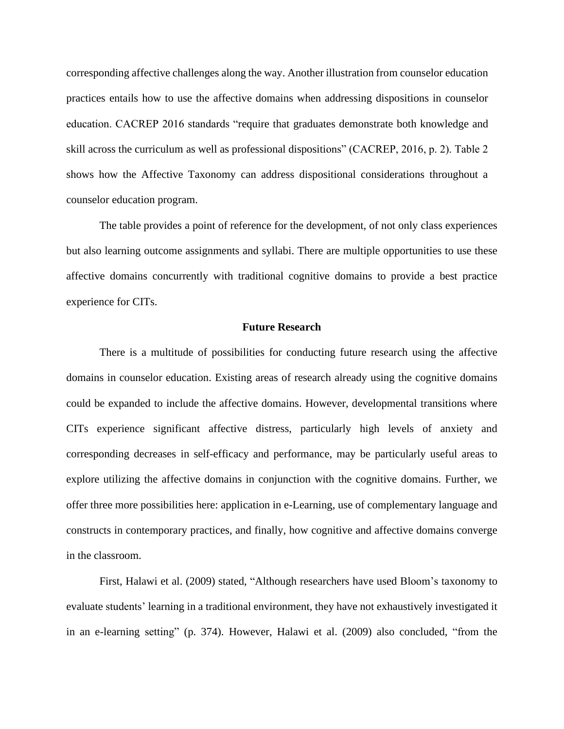corresponding affective challenges along the way. Another illustration from counselor education practices entails how to use the affective domains when addressing dispositions in counselor education. CACREP 2016 standards "require that graduates demonstrate both knowledge and skill across the curriculum as well as professional dispositions" (CACREP, 2016, p. 2). Table 2 shows how the Affective Taxonomy can address dispositional considerations throughout a counselor education program.

The table provides a point of reference for the development, of not only class experiences but also learning outcome assignments and syllabi. There are multiple opportunities to use these affective domains concurrently with traditional cognitive domains to provide a best practice experience for CITs.

## Future Research

There is a multitude of possibilities for conducting future research using the affective domains in counselor education. Existing areas of research already using the cognitive domains could be expanded to include the affective domains. However, developmental transitions where CITs experience significant affective distress, particularly high levels of anxiety and corresponding decreases in self-efficacy and performance, may be particularly useful areas to explore utilizing the affective domains in conjunction with the cognitive domains. Further, we offer three more possibilities here: application in e-Learning, use of complementary language and constructs in contemporary practices, and finally, how cognitive and affective domains converge in the classroom.

First, Halawi et al. (2009) stated, "Although researchers have used Bloom's taxonomy to evaluate students' learning in a traditional environment, they have not exhaustively investigated it in an e-learning setting" (p. 374). However, Halawi et al. (2009) also concluded, "from the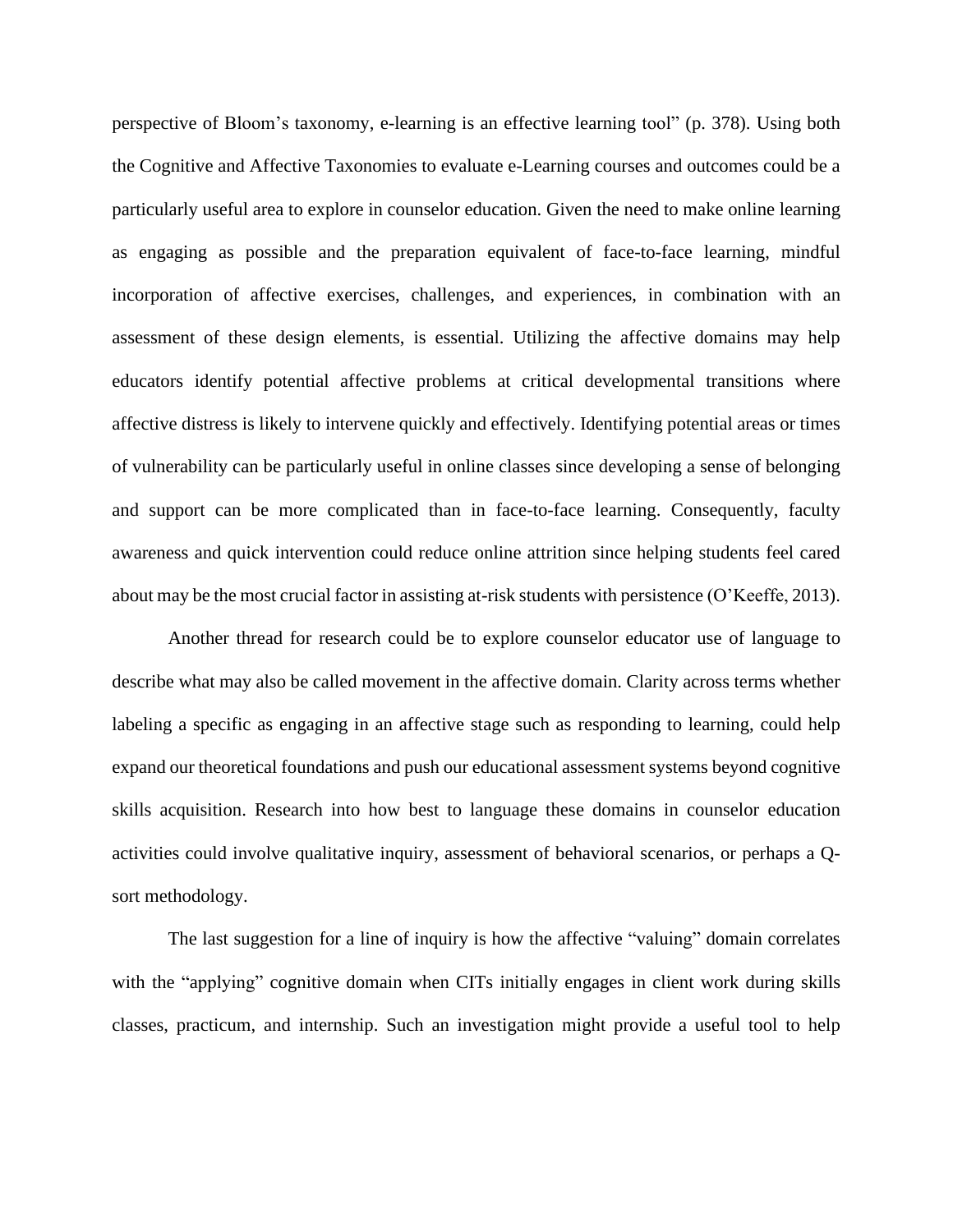perspective of Bloom's taxonomy, e-learning is an effective learning tool" (p. 378). Using both the Cognitive and Affective Taxonomies to evaluate e-Learning courses and outcomes could be a particularly useful area to explore in counselor education. Given the need to make online learning as engaging as possible and the preparation equivalent of face-to-face learning, mindful incorporation of affective exercises, challenges, and experiences, in combination with an assessment of these design elements, is essential. Utilizing the affective domains may help educators identify potential affective problems at critical developmental transitions where affective distress is likely to intervene quickly and effectively. Identifying potential areas or times of vulnerability can be particularly useful in online classes since developing a sense of belonging and support can be more complicated than in face-to-face learning. Consequently, faculty awareness and quick intervention could reduce online attrition since helping students feel cared about may be the most crucial factor in assisting at-risk students with persistence (O'Keeffe, 2013).

Another thread for research could be to explore counselor educator use of language to describe what may also be called movement in the affective domain. Clarity across terms whether labeling a specific as engaging in an affective stage such as responding to learning, could help expand our theoretical foundations and push our educational assessment systems beyond cognitive skills acquisition. Research into how best to language these domains in counselor education activities could involve qualitative inquiry, assessment of behavioral scenarios, or perhaps a Q-sort methodology.

The last suggestion for a line of inquiry is how the affective "valuing" domain correlates with the "applying" cognitive domain when CITs initially engages in client work during skills classes, practicum, and internship. Such an investigation might provide a useful tool to help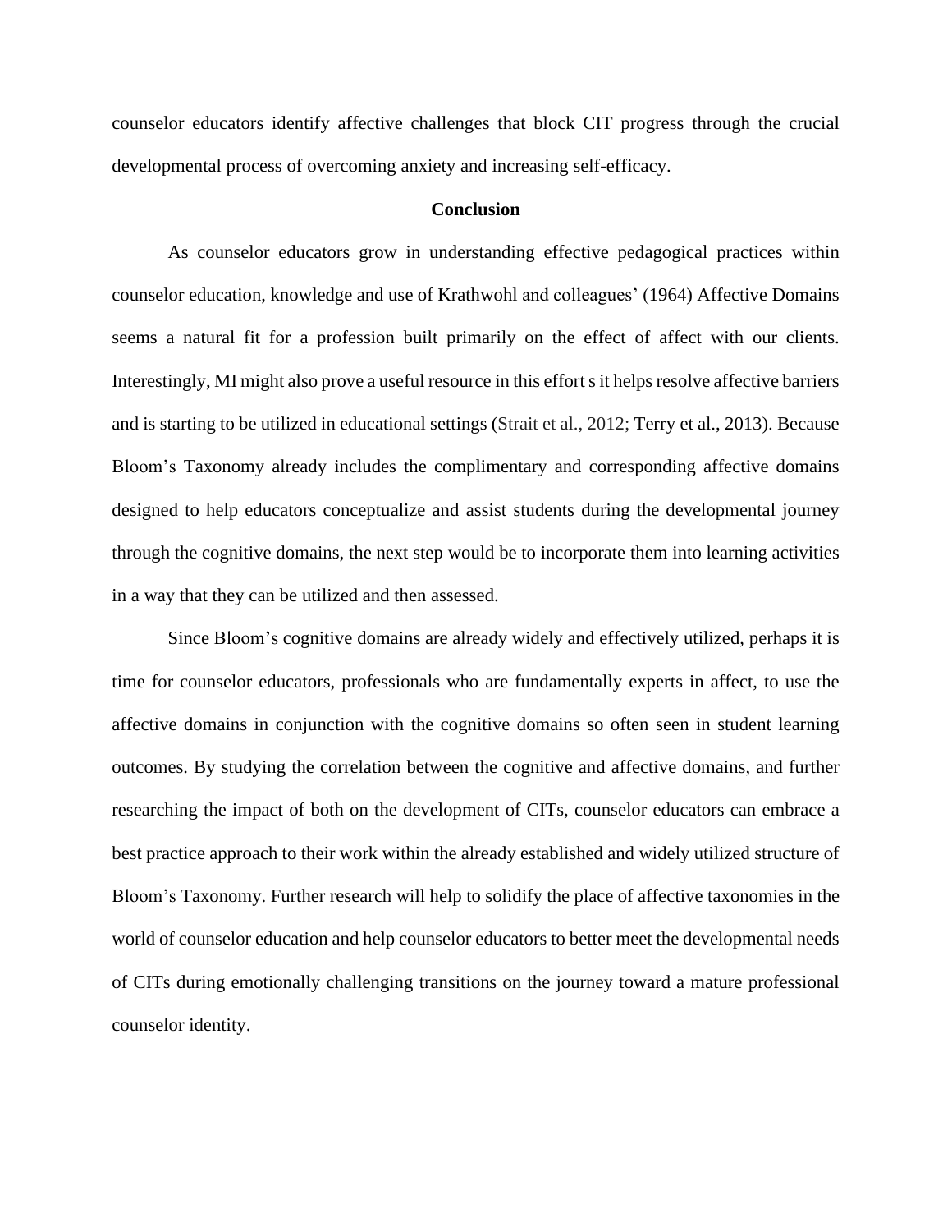counselor educators identify affective challenges that block CIT progress through the crucial developmental process of overcoming anxiety and increasing self-efficacy.

## Conclusion

As counselor educators grow in understanding effective pedagogical practices within counselor education, knowledge and use of Krathwohl and colleagues' (1964) Affective Domains seems a natural fit for a profession built primarily on the effect of affect with our clients. Interestingly, MI might also prove a useful resource in this effort s it helps resolve affective barriers and is starting to be utilized in educational settings (Strait et al., 2012; Terry et al., 2013). Because Bloom's Taxonomy already includes the complimentary and corresponding affective domains designed to help educators conceptualize and assist students during the developmental journey through the cognitive domains, the next step would be to incorporate them into learning activities in a way that they can be utilized and then assessed.

Since Bloom's cognitive domains are already widely and effectively utilized, perhaps it is time for counselor educators, professionals who are fundamentally experts in affect, to use the affective domains in conjunction with the cognitive domains so often seen in student learning outcomes. By studying the correlation between the cognitive and affective domains, and further researching the impact of both on the development of CITs, counselor educators can embrace a best practice approach to their work within the already established and widely utilized structure of Bloom's Taxonomy. Further research will help to solidify the place of affective taxonomies in the world of counselor education and help counselor educators to better meet the developmental needs of CITs during emotionally challenging transitions on the journey toward a mature professional counselor identity.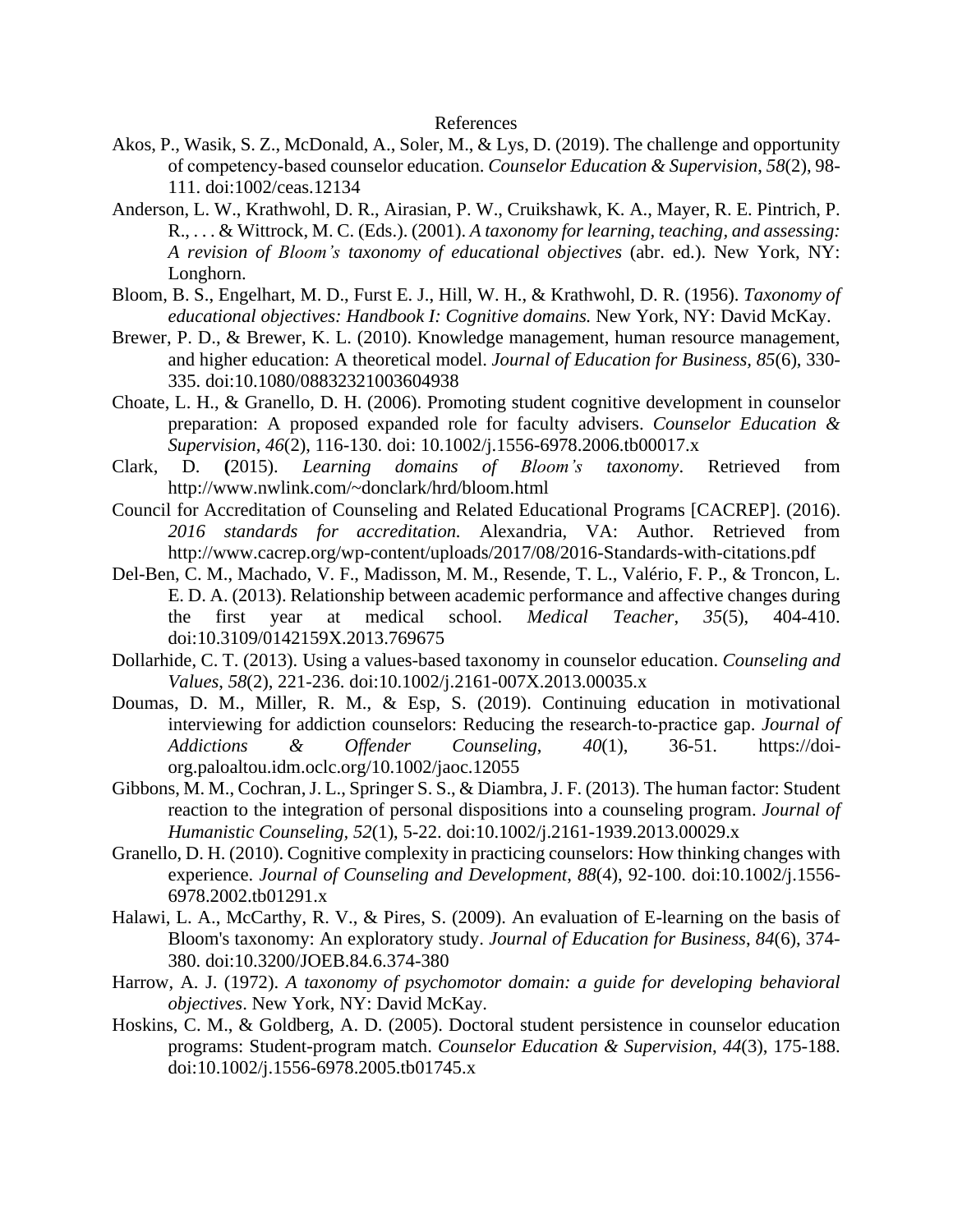# References

Akos, P., Wasik, S. Z., McDonald, A., Soler, M., & Lys, D. (2019). The challenge and opportunity of competency-based counselor education. *Counselor Education & Supervision*, *58*(2), 98-111. doi:1002/ceas.12134

Anderson, L. W., Krathwohl, D. R., Airasian, P. W., Cruikshawk, K. A., Mayer, R. E. Pintrich, P. R., . . . & Wittrock, M. C. (Eds.). (2001). *A taxonomy for learning, teaching, and assessing: A revision of Bloom's taxonomy of educational objectives* (abr. ed.). New York, NY: Longhorn.

Bloom, B. S., Engelhart, M. D., Furst E. J., Hill, W. H., & Krathwohl, D. R. (1956). *Taxonomy of educational objectives: Handbook I: Cognitive domains.* New York, NY: David McKay.

Brewer, P. D., & Brewer, K. L. (2010). Knowledge management, human resource management, and higher education: A theoretical model. *Journal of Education for Business*, *85*(6), 330-335. doi:10.1080/08832321003604938

Choate, L. H., & Granello, D. H. (2006). Promoting student cognitive development in counselor preparation: A proposed expanded role for faculty advisers. *Counselor Education & Supervision*, *46*(2), 116-130. doi: 10.1002/j.1556-6978.2006.tb00017.x

Clark, D. **(**2015). *Learning domains of Bloom's taxonomy*. Retrieved from http://www.nwlink.com/~donclark/hrd/bloom.html

Council for Accreditation of Counseling and Related Educational Programs [CACREP]. (2016). *2016 standards for accreditation.* Alexandria, VA: Author. Retrieved from http://www.cacrep.org/wp-content/uploads/2017/08/2016-Standards-with-citations.pdf

Del-Ben, C. M., Machado, V. F., Madisson, M. M., Resende, T. L., Valério, F. P., & Troncon, L. E. D. A. (2013). Relationship between academic performance and affective changes during the first year at medical school. *Medical Teacher*, *35*(5), 404-410. doi:10.3109/0142159X.2013.769675

Dollarhide, C. T. (2013). Using a values-based taxonomy in counselor education. *Counseling and Values*, *58*(2), 221-236. doi:10.1002/j.2161-007X.2013.00035.x

Doumas, D. M., Miller, R. M., & Esp, S. (2019). Continuing education in motivational interviewing for addiction counselors: Reducing the research-to-practice gap. *Journal of Addictions & Offender Counseling*, *40*(1), 36-51. https://doi-org.paloaltou.idm.oclc.org/10.1002/jaoc.12055

Gibbons, M. M., Cochran, J. L., Springer S. S., & Diambra, J. F. (2013). The human factor: Student reaction to the integration of personal dispositions into a counseling program. *Journal of Humanistic Counseling, 52*(1), 5-22. doi:10.1002/j.2161-1939.2013.00029.x

Granello, D. H. (2010). Cognitive complexity in practicing counselors: How thinking changes with experience. *Journal of Counseling and Development*, *88*(4), 92-100. doi:10.1002/j.1556-6978.2002.tb01291.x

Halawi, L. A., McCarthy, R. V., & Pires, S. (2009). An evaluation of E-learning on the basis of Bloom's taxonomy: An exploratory study. *Journal of Education for Business*, *84*(6), 374-380. doi:10.3200/JOEB.84.6.374-380

Harrow, A. J. (1972). *A taxonomy of psychomotor domain: a guide for developing behavioral objectives*. New York, NY: David McKay.

Hoskins, C. M., & Goldberg, A. D. (2005). Doctoral student persistence in counselor education programs: Student-program match. *Counselor Education & Supervision*, *44*(3), 175-188. doi:10.1002/j.1556-6978.2005.tb01745.x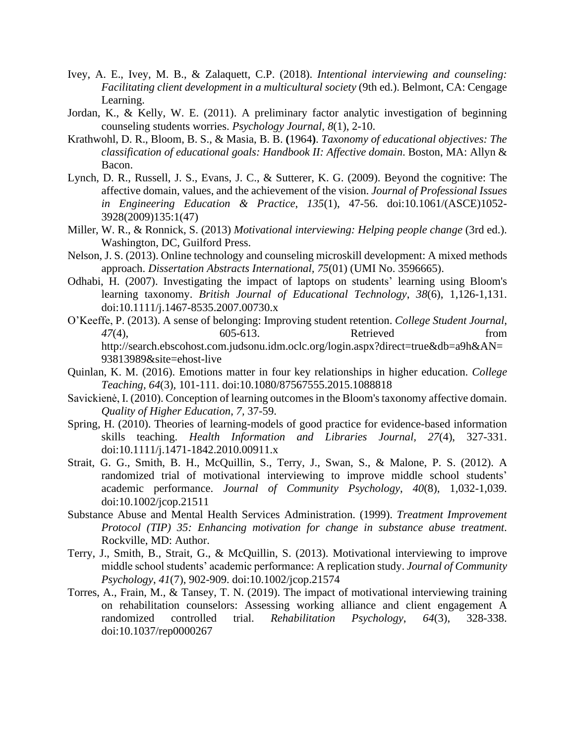Ivey, A. E., Ivey, M. B., & Zalaquett, C.P. (2018). *Intentional interviewing and counseling: Facilitating client development in a multicultural society* (9th ed.). Belmont, CA: Cengage Learning.

Jordan, K., & Kelly, W. E. (2011). A preliminary factor analytic investigation of beginning counseling students worries. *Psychology Journal*, *8*(1), 2-10.

Krathwohl, D. R., Bloom, B. S., & Masia, B. B. **(**1964**)**. *Taxonomy of educational objectives: The classification of educational goals: Handbook II: Affective domain*. Boston, MA: Allyn & Bacon.

Lynch, D. R., Russell, J. S., Evans, J. C., & Sutterer, K. G. (2009). Beyond the cognitive: The affective domain, values, and the achievement of the vision. *Journal of Professional Issues in Engineering Education & Practice*, *135*(1), 47-56. doi:10.1061/(ASCE)1052-3928(2009)135:1(47)

Miller, W. R., & Ronnick, S. (2013) *Motivational interviewing: Helping people change* (3rd ed.). Washington, DC, Guilford Press.

Nelson, J. S. (2013). Online technology and counseling microskill development: A mixed methods approach. *Dissertation Abstracts International*, *75*(01) (UMI No. 3596665).

Odhabi, H. (2007). Investigating the impact of laptops on students' learning using Bloom's learning taxonomy. *British Journal of Educational Technology*, *38*(6), 1,126-1,131. doi:10.1111/j.1467-8535.2007.00730.x

O'Keeffe, P. (2013). A sense of belonging: Improving student retention. *College Student Journal*, *47*(4), 605-613. Retrieved from http://search.ebscohost.com.judsonu.idm.oclc.org/login.aspx?direct=true&db=a9h&AN=93813989&site=ehost-live

Quinlan, K. M. (2016). Emotions matter in four key relationships in higher education. *College Teaching*, *64*(3), 101-111. doi:10.1080/87567555.2015.1088818

Savickienė, I. (2010). Conception of learning outcomes in the Bloom's taxonomy affective domain. *Quality of Higher Education*, *7*, 37-59.

Spring, H. (2010). Theories of learning-models of good practice for evidence-based information skills teaching. *Health Information and Libraries Journal*, *27*(4), 327-331. doi:10.1111/j.1471-1842.2010.00911.x

Strait, G. G., Smith, B. H., McQuillin, S., Terry, J., Swan, S., & Malone, P. S. (2012). A randomized trial of motivational interviewing to improve middle school students' academic performance. *Journal of Community Psychology*, *40*(8), 1,032-1,039. doi:10.1002/jcop.21511

Substance Abuse and Mental Health Services Administration. (1999). *Treatment Improvement Protocol (TIP) 35: Enhancing motivation for change in substance abuse treatment*. Rockville, MD: Author.

Terry, J., Smith, B., Strait, G., & McQuillin, S. (2013). Motivational interviewing to improve middle school students' academic performance: A replication study. *Journal of Community Psychology*, *41*(7), 902-909. doi:10.1002/jcop.21574

Torres, A., Frain, M., & Tansey, T. N. (2019). The impact of motivational interviewing training on rehabilitation counselors: Assessing working alliance and client engagement A randomized controlled trial. *Rehabilitation Psychology*, *64*(3), 328-338. doi:10.1037/rep0000267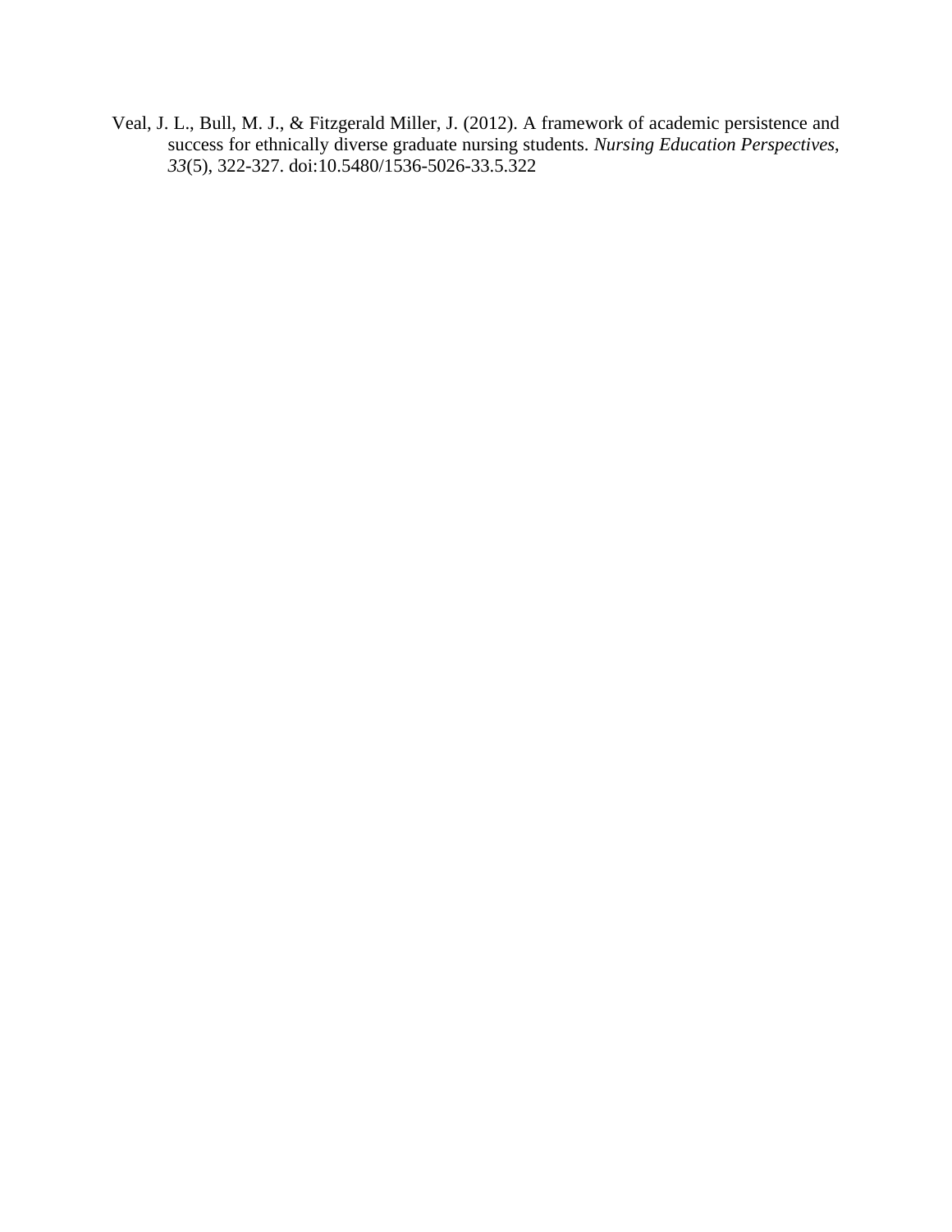Veal, J. L., Bull, M. J., & Fitzgerald Miller, J. (2012). A framework of academic persistence and success for ethnically diverse graduate nursing students. *Nursing Education Perspectives*, *33*(5), 322-327. doi:10.5480/1536-5026-33.5.322